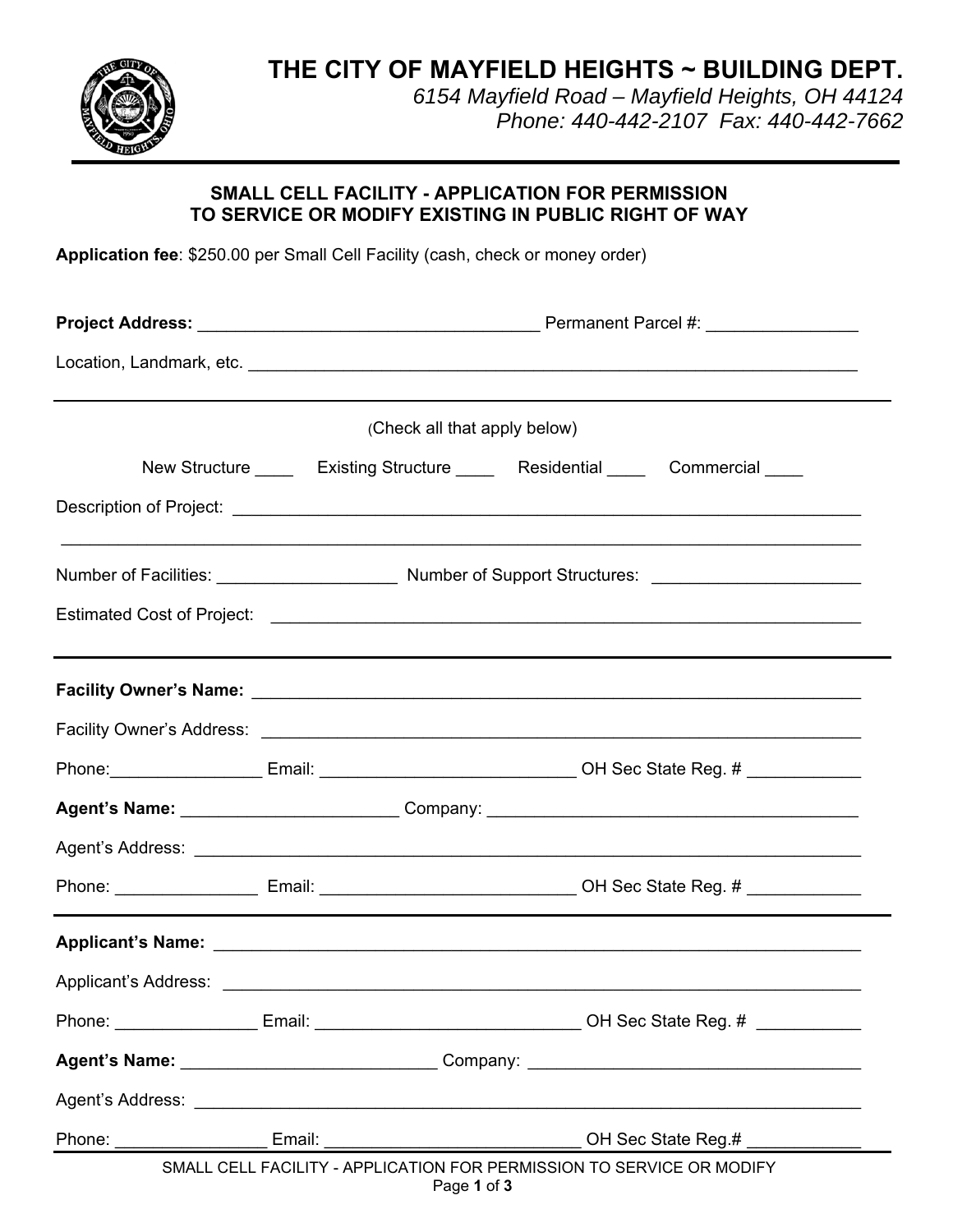# THE CITY OF MAYFIELD HEIGHTS ~ BUILDING DEPT.

*6154 Mayfield Road – Mayfield Heights, OH 44124*
*Phone: 440-442-2107 Fax: 440-442-7662*

## SMALL CELL FACILITY - APPLICATION FOR PERMISSION TO SERVICE OR MODIFY EXISTING IN PUBLIC RIGHT OF WAY

**Application fee**: $250.00 per Small Cell Facility (cash, check or money order)

**Project Address:** ____________________________________ Permanent Parcel #: ________________

Location, Landmark, etc. ____________________________________________________________________

---

(Check all that apply below)

New Structure ____ Existing Structure ____ Residential ____ Commercial ____

Description of Project: ______________________________________________________________________

_____________________________________________________________________________________________

Number of Facilities: __________________ Number of Support Structures: _____________________

Estimated Cost of Project: ___________________________________________________________________

---

**Facility Owner's Name:** ___________________________________________________________________

Facility Owner's Address: ___________________________________________________________________

Phone:________________ Email: ___________________________ OH Sec State Reg. # ____________

**Agent's Name:** ______________________ Company: _______________________________________

Agent's Address: _________________________________________________________________________

Phone: _______________ Email: ___________________________ OH Sec State Reg. # ____________

---

**Applicant's Name:** _______________________________________________________________________

Applicant's Address: ________________________________________________________________________

Phone: _______________ Email: ____________________________ OH Sec State Reg. # ___________

**Agent's Name:** ___________________________ Company: ___________________________________

Agent's Address: _________________________________________________________________________

Phone: ________________ Email: ___________________________ OH Sec State Reg.# ____________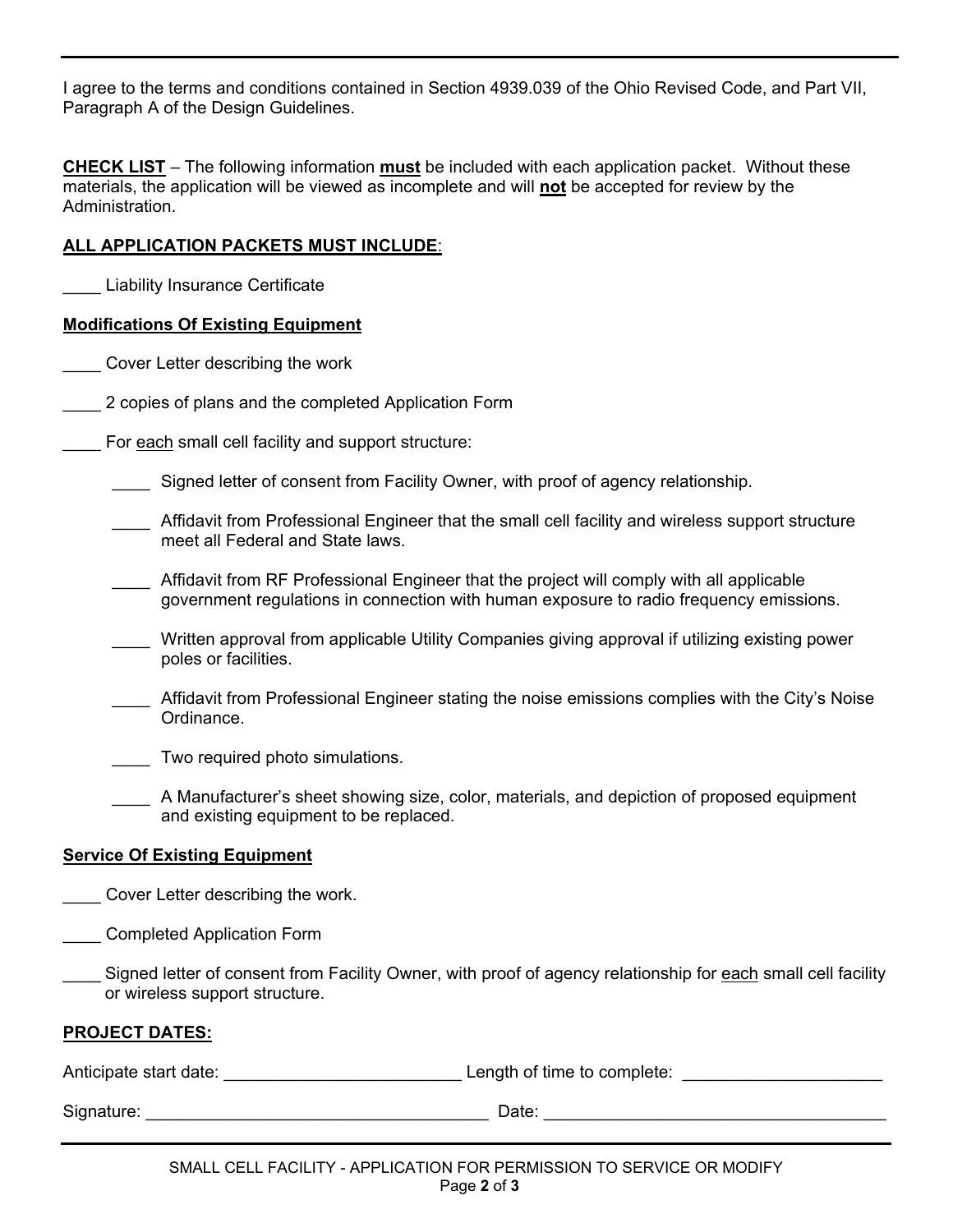I agree to the terms and conditions contained in Section 4939.039 of the Ohio Revised Code, and Part VII, Paragraph A of the Design Guidelines.

**CHECK LIST** – The following information **must** be included with each application packet. Without these materials, the application will be viewed as incomplete and will **not** be accepted for review by the Administration.

**ALL APPLICATION PACKETS MUST INCLUDE**:

____ Liability Insurance Certificate

**Modifications Of Existing Equipment**

____ Cover Letter describing the work

____ 2 copies of plans and the completed Application Form

____ For each small cell facility and support structure:

- ____ Signed letter of consent from Facility Owner, with proof of agency relationship.
- ____ Affidavit from Professional Engineer that the small cell facility and wireless support structure meet all Federal and State laws.
- ____ Affidavit from RF Professional Engineer that the project will comply with all applicable government regulations in connection with human exposure to radio frequency emissions.
- ____ Written approval from applicable Utility Companies giving approval if utilizing existing power poles or facilities.
- ____ Affidavit from Professional Engineer stating the noise emissions complies with the City's Noise Ordinance.
- ____ Two required photo simulations.
- ____ A Manufacturer's sheet showing size, color, materials, and depiction of proposed equipment and existing equipment to be replaced.

**Service Of Existing Equipment**

____ Cover Letter describing the work.

____ Completed Application Form

____ Signed letter of consent from Facility Owner, with proof of agency relationship for each small cell facility or wireless support structure.

**PROJECT DATES:**

Anticipate start date: _________________________ Length of time to complete: _____________________

Signature: ____________________________________ Date: ____________________________________

SMALL CELL FACILITY - APPLICATION FOR PERMISSION TO SERVICE OR MODIFY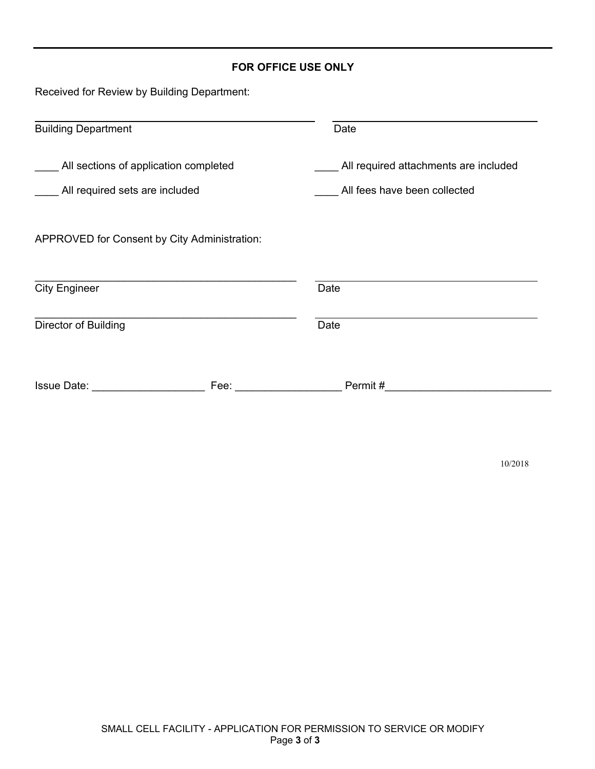---

**FOR OFFICE USE ONLY**

Received for Review by Building Department:

______________________________________________ ______________________________

Building Department Date

____ All sections of application completed ____ All required attachments are included

____ All required sets are included ____ All fees have been collected

APPROVED for Consent by City Administration:

______________________________________________ ______________________________

City Engineer Date

______________________________________________ ______________________________

Director of Building Date

Issue Date: ___________________ Fee: _________________ Permit #___________________________

10/2018